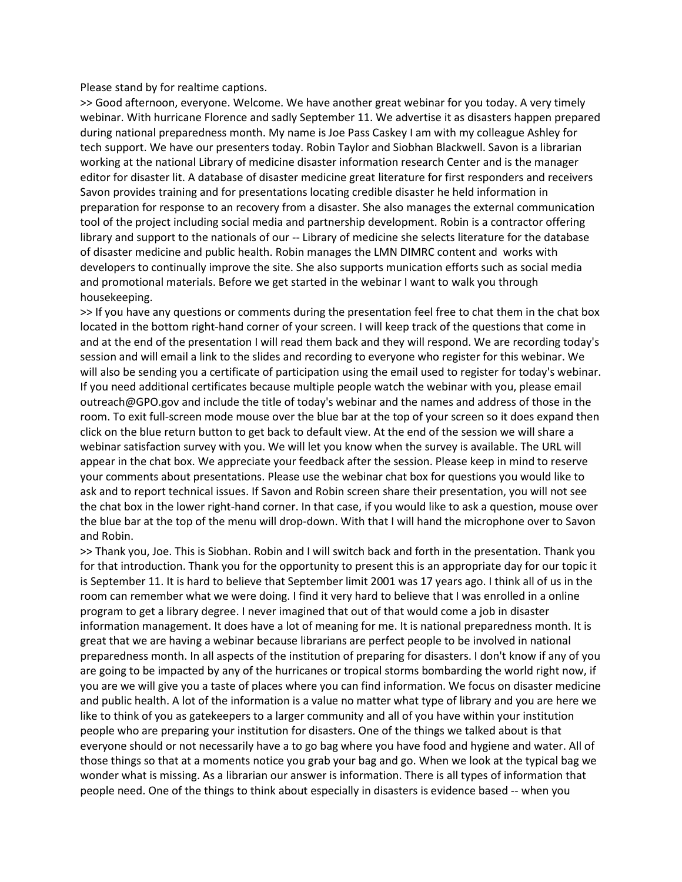Please stand by for realtime captions.

>> Good afternoon, everyone. Welcome. We have another great webinar for you today. A very timely webinar. With hurricane Florence and sadly September 11. We advertise it as disasters happen prepared during national preparedness month. My name is Joe Pass Caskey I am with my colleague Ashley for tech support. We have our presenters today. Robin Taylor and Siobhan Blackwell. Savon is a librarian working at the national Library of medicine disaster information research Center and is the manager editor for disaster lit. A database of disaster medicine great literature for first responders and receivers Savon provides training and for presentations locating credible disaster he held information in preparation for response to an recovery from a disaster. She also manages the external communication tool of the project including social media and partnership development. Robin is a contractor offering library and support to the nationals of our -- Library of medicine she selects literature for the database of disaster medicine and public health. Robin manages the LMN DIMRC content and works with developers to continually improve the site. She also supports munication efforts such as social media and promotional materials. Before we get started in the webinar I want to walk you through housekeeping.

>> If you have any questions or comments during the presentation feel free to chat them in the chat box located in the bottom right-hand corner of your screen. I will keep track of the questions that come in and at the end of the presentation I will read them back and they will respond. We are recording today's session and will email a link to the slides and recording to everyone who register for this webinar. We will also be sending you a certificate of participation using the email used to register for today's webinar. If you need additional certificates because multiple people watch the webinar with you, please email outreach@GPO.gov and include the title of today's webinar and the names and address of those in the room. To exit full-screen mode mouse over the blue bar at the top of your screen so it does expand then click on the blue return button to get back to default view. At the end of the session we will share a webinar satisfaction survey with you. We will let you know when the survey is available. The URL will appear in the chat box. We appreciate your feedback after the session. Please keep in mind to reserve your comments about presentations. Please use the webinar chat box for questions you would like to ask and to report technical issues. If Savon and Robin screen share their presentation, you will not see the chat box in the lower right-hand corner. In that case, if you would like to ask a question, mouse over the blue bar at the top of the menu will drop-down. With that I will hand the microphone over to Savon and Robin.

>> Thank you, Joe. This is Siobhan. Robin and I will switch back and forth in the presentation. Thank you for that introduction. Thank you for the opportunity to present this is an appropriate day for our topic it is September 11. It is hard to believe that September limit 2001 was 17 years ago. I think all of us in the room can remember what we were doing. I find it very hard to believe that I was enrolled in a online program to get a library degree. I never imagined that out of that would come a job in disaster information management. It does have a lot of meaning for me. It is national preparedness month. It is great that we are having a webinar because librarians are perfect people to be involved in national preparedness month. In all aspects of the institution of preparing for disasters. I don't know if any of you are going to be impacted by any of the hurricanes or tropical storms bombarding the world right now, if you are we will give you a taste of places where you can find information. We focus on disaster medicine and public health. A lot of the information is a value no matter what type of library and you are here we like to think of you as gatekeepers to a larger community and all of you have within your institution people who are preparing your institution for disasters. One of the things we talked about is that everyone should or not necessarily have a to go bag where you have food and hygiene and water. All of those things so that at a moments notice you grab your bag and go. When we look at the typical bag we wonder what is missing. As a librarian our answer is information. There is all types of information that people need. One of the things to think about especially in disasters is evidence based -- when you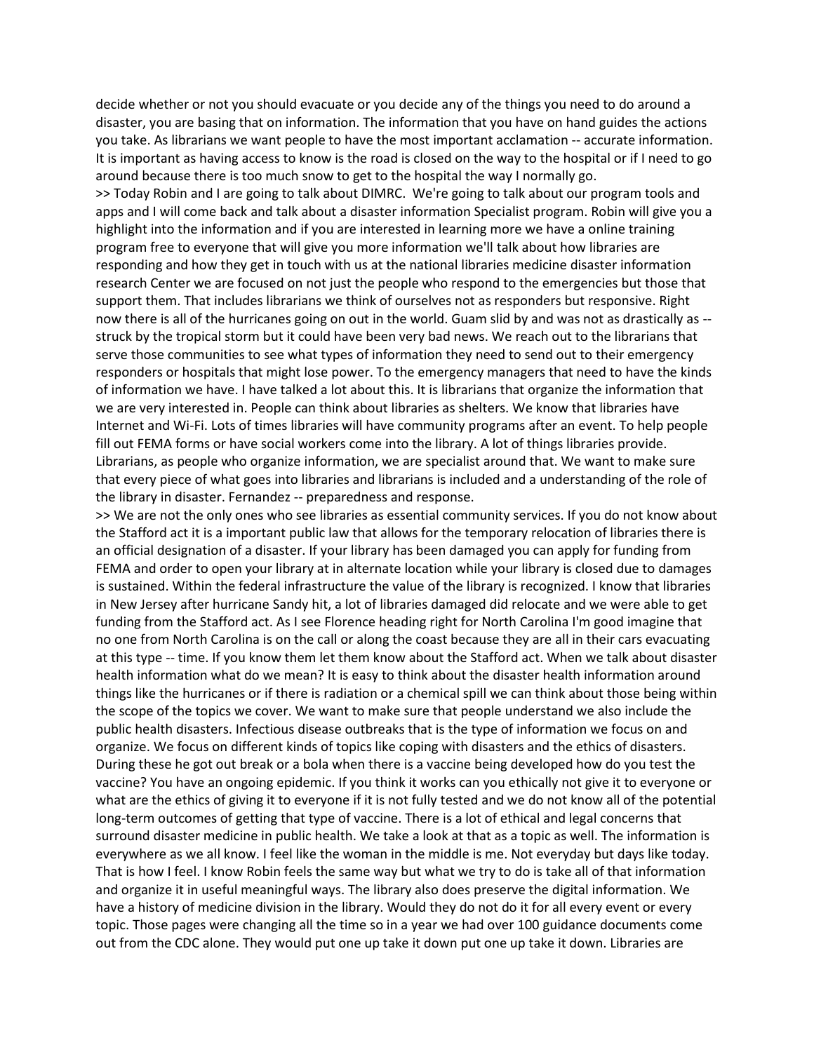decide whether or not you should evacuate or you decide any of the things you need to do around a disaster, you are basing that on information. The information that you have on hand guides the actions you take. As librarians we want people to have the most important acclamation -- accurate information. It is important as having access to know is the road is closed on the way to the hospital or if I need to go around because there is too much snow to get to the hospital the way I normally go.

>> Today Robin and I are going to talk about DIMRC. We're going to talk about our program tools and apps and I will come back and talk about a disaster information Specialist program. Robin will give you a highlight into the information and if you are interested in learning more we have a online training program free to everyone that will give you more information we'll talk about how libraries are responding and how they get in touch with us at the national libraries medicine disaster information research Center we are focused on not just the people who respond to the emergencies but those that support them. That includes librarians we think of ourselves not as responders but responsive. Right now there is all of the hurricanes going on out in the world. Guam slid by and was not as drastically as -- struck by the tropical storm but it could have been very bad news. We reach out to the librarians that serve those communities to see what types of information they need to send out to their emergency responders or hospitals that might lose power. To the emergency managers that need to have the kinds of information we have. I have talked a lot about this. It is librarians that organize the information that we are very interested in. People can think about libraries as shelters. We know that libraries have Internet and Wi-Fi. Lots of times libraries will have community programs after an event. To help people fill out FEMA forms or have social workers come into the library. A lot of things libraries provide. Librarians, as people who organize information, we are specialist around that. We want to make sure that every piece of what goes into libraries and librarians is included and a understanding of the role of the library in disaster. Fernandez -- preparedness and response.

>> We are not the only ones who see libraries as essential community services. If you do not know about the Stafford act it is a important public law that allows for the temporary relocation of libraries there is an official designation of a disaster. If your library has been damaged you can apply for funding from FEMA and order to open your library at in alternate location while your library is closed due to damages is sustained. Within the federal infrastructure the value of the library is recognized. I know that libraries in New Jersey after hurricane Sandy hit, a lot of libraries damaged did relocate and we were able to get funding from the Stafford act. As I see Florence heading right for North Carolina I'm good imagine that no one from North Carolina is on the call or along the coast because they are all in their cars evacuating at this type -- time. If you know them let them know about the Stafford act. When we talk about disaster health information what do we mean? It is easy to think about the disaster health information around things like the hurricanes or if there is radiation or a chemical spill we can think about those being within the scope of the topics we cover. We want to make sure that people understand we also include the public health disasters. Infectious disease outbreaks that is the type of information we focus on and organize. We focus on different kinds of topics like coping with disasters and the ethics of disasters. During these he got out break or a bola when there is a vaccine being developed how do you test the vaccine? You have an ongoing epidemic. If you think it works can you ethically not give it to everyone or what are the ethics of giving it to everyone if it is not fully tested and we do not know all of the potential long-term outcomes of getting that type of vaccine. There is a lot of ethical and legal concerns that surround disaster medicine in public health. We take a look at that as a topic as well. The information is everywhere as we all know. I feel like the woman in the middle is me. Not everyday but days like today. That is how I feel. I know Robin feels the same way but what we try to do is take all of that information and organize it in useful meaningful ways. The library also does preserve the digital information. We have a history of medicine division in the library. Would they do not do it for all every event or every topic. Those pages were changing all the time so in a year we had over 100 guidance documents come out from the CDC alone. They would put one up take it down put one up take it down. Libraries are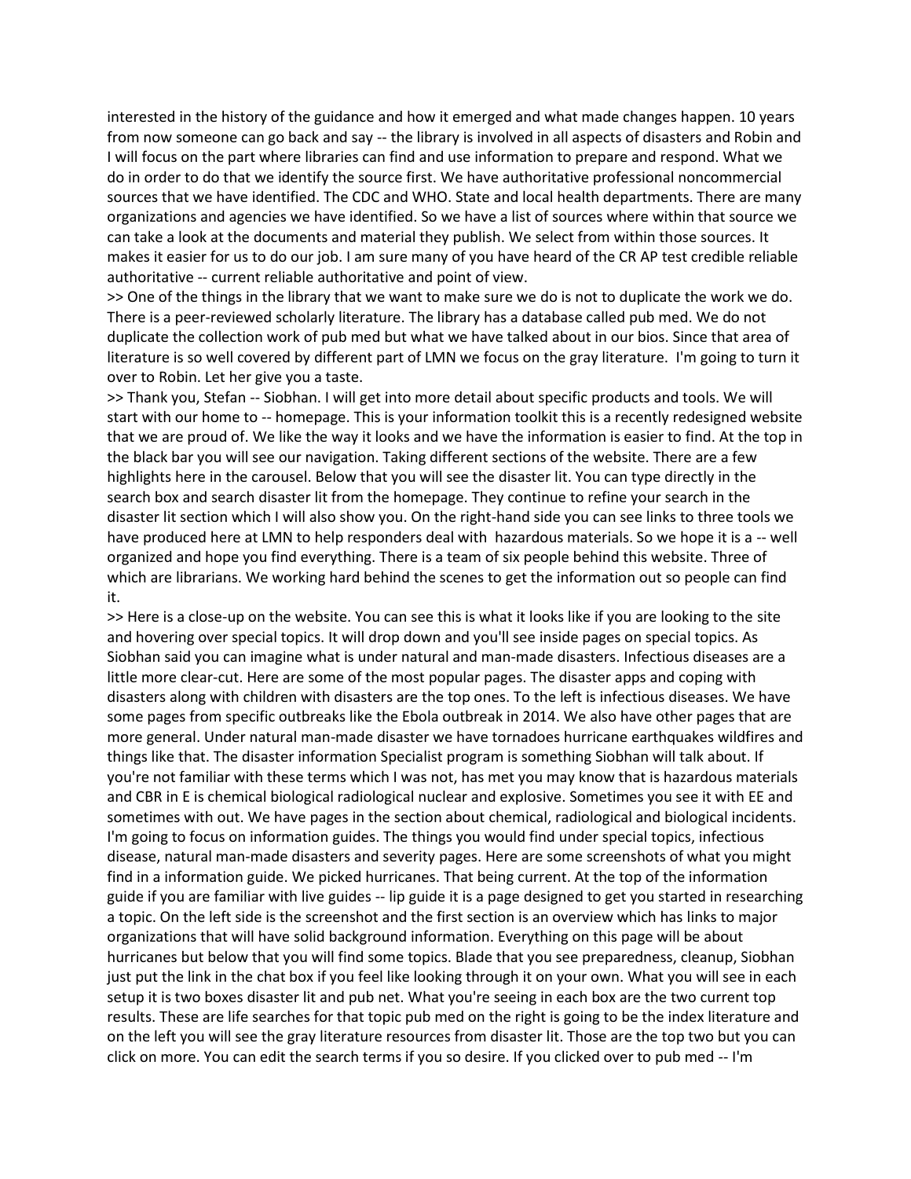interested in the history of the guidance and how it emerged and what made changes happen. 10 years from now someone can go back and say -- the library is involved in all aspects of disasters and Robin and I will focus on the part where libraries can find and use information to prepare and respond. What we do in order to do that we identify the source first. We have authoritative professional noncommercial sources that we have identified. The CDC and WHO. State and local health departments. There are many organizations and agencies we have identified. So we have a list of sources where within that source we can take a look at the documents and material they publish. We select from within those sources. It makes it easier for us to do our job. I am sure many of you have heard of the CR AP test credible reliable authoritative -- current reliable authoritative and point of view.

>> One of the things in the library that we want to make sure we do is not to duplicate the work we do. There is a peer-reviewed scholarly literature. The library has a database called pub med. We do not duplicate the collection work of pub med but what we have talked about in our bios. Since that area of literature is so well covered by different part of LMN we focus on the gray literature. I'm going to turn it over to Robin. Let her give you a taste.

>> Thank you, Stefan -- Siobhan. I will get into more detail about specific products and tools. We will start with our home to -- homepage. This is your information toolkit this is a recently redesigned website that we are proud of. We like the way it looks and we have the information is easier to find. At the top in the black bar you will see our navigation. Taking different sections of the website. There are a few highlights here in the carousel. Below that you will see the disaster lit. You can type directly in the search box and search disaster lit from the homepage. They continue to refine your search in the disaster lit section which I will also show you. On the right-hand side you can see links to three tools we have produced here at LMN to help responders deal with hazardous materials. So we hope it is a -- well organized and hope you find everything. There is a team of six people behind this website. Three of which are librarians. We working hard behind the scenes to get the information out so people can find it.

>> Here is a close-up on the website. You can see this is what it looks like if you are looking to the site and hovering over special topics. It will drop down and you'll see inside pages on special topics. As Siobhan said you can imagine what is under natural and man-made disasters. Infectious diseases are a little more clear-cut. Here are some of the most popular pages. The disaster apps and coping with disasters along with children with disasters are the top ones. To the left is infectious diseases. We have some pages from specific outbreaks like the Ebola outbreak in 2014. We also have other pages that are more general. Under natural man-made disaster we have tornadoes hurricane earthquakes wildfires and things like that. The disaster information Specialist program is something Siobhan will talk about. If you're not familiar with these terms which I was not, has met you may know that is hazardous materials and CBR in E is chemical biological radiological nuclear and explosive. Sometimes you see it with EE and sometimes with out. We have pages in the section about chemical, radiological and biological incidents. I'm going to focus on information guides. The things you would find under special topics, infectious disease, natural man-made disasters and severity pages. Here are some screenshots of what you might find in a information guide. We picked hurricanes. That being current. At the top of the information guide if you are familiar with live guides -- lip guide it is a page designed to get you started in researching a topic. On the left side is the screenshot and the first section is an overview which has links to major organizations that will have solid background information. Everything on this page will be about hurricanes but below that you will find some topics. Blade that you see preparedness, cleanup, Siobhan just put the link in the chat box if you feel like looking through it on your own. What you will see in each setup it is two boxes disaster lit and pub net. What you're seeing in each box are the two current top results. These are life searches for that topic pub med on the right is going to be the index literature and on the left you will see the gray literature resources from disaster lit. Those are the top two but you can click on more. You can edit the search terms if you so desire. If you clicked over to pub med -- I'm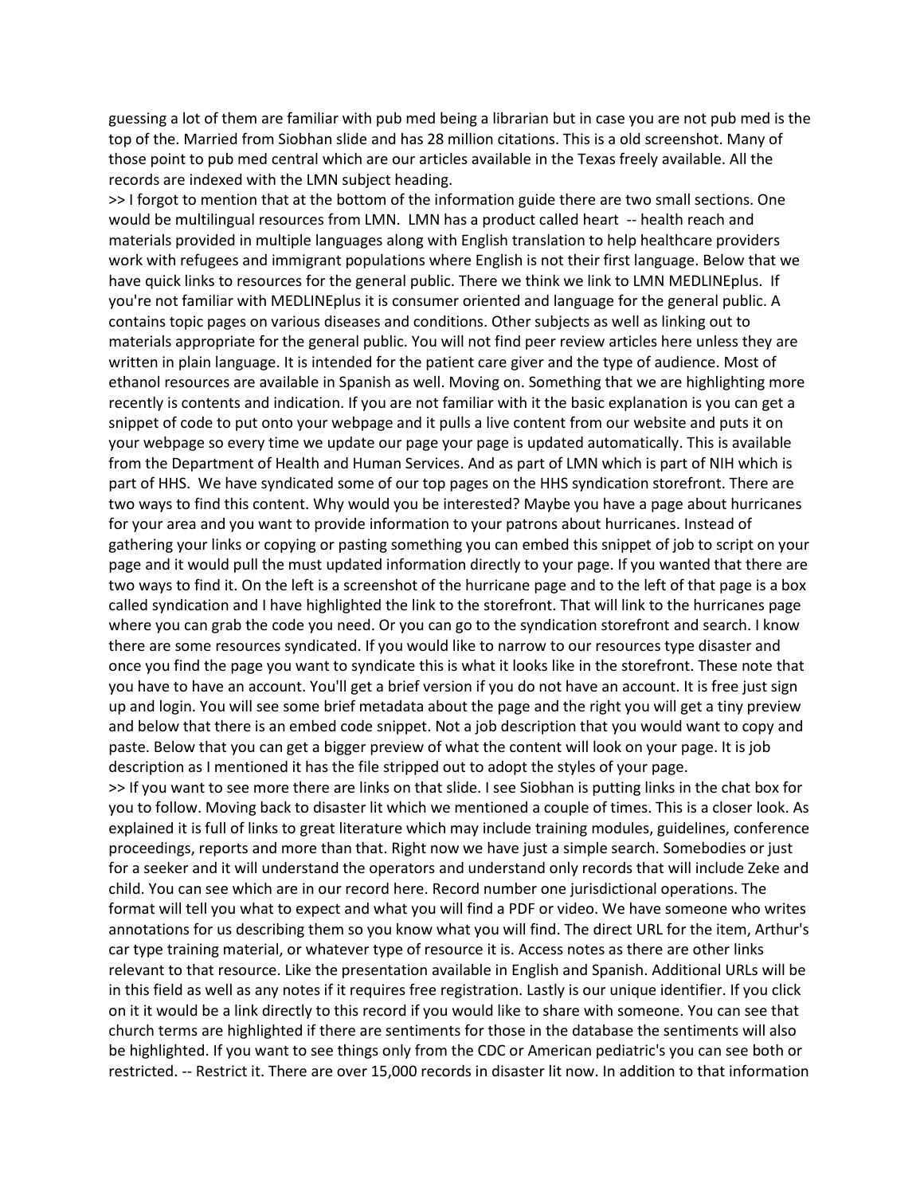guessing a lot of them are familiar with pub med being a librarian but in case you are not pub med is the top of the. Married from Siobhan slide and has 28 million citations. This is a old screenshot. Many of those point to pub med central which are our articles available in the Texas freely available. All the records are indexed with the LMN subject heading.

>> I forgot to mention that at the bottom of the information guide there are two small sections. One would be multilingual resources from LMN. LMN has a product called heart -- health reach and materials provided in multiple languages along with English translation to help healthcare providers work with refugees and immigrant populations where English is not their first language. Below that we have quick links to resources for the general public. There we think we link to LMN MEDLINEplus. If you're not familiar with MEDLINEplus it is consumer oriented and language for the general public. A contains topic pages on various diseases and conditions. Other subjects as well as linking out to materials appropriate for the general public. You will not find peer review articles here unless they are written in plain language. It is intended for the patient care giver and the type of audience. Most of ethanol resources are available in Spanish as well. Moving on. Something that we are highlighting more recently is contents and indication. If you are not familiar with it the basic explanation is you can get a snippet of code to put onto your webpage and it pulls a live content from our website and puts it on your webpage so every time we update our page your page is updated automatically. This is available from the Department of Health and Human Services. And as part of LMN which is part of NIH which is part of HHS. We have syndicated some of our top pages on the HHS syndication storefront. There are two ways to find this content. Why would you be interested? Maybe you have a page about hurricanes for your area and you want to provide information to your patrons about hurricanes. Instead of gathering your links or copying or pasting something you can embed this snippet of job to script on your page and it would pull the must updated information directly to your page. If you wanted that there are two ways to find it. On the left is a screenshot of the hurricane page and to the left of that page is a box called syndication and I have highlighted the link to the storefront. That will link to the hurricanes page where you can grab the code you need. Or you can go to the syndication storefront and search. I know there are some resources syndicated. If you would like to narrow to our resources type disaster and once you find the page you want to syndicate this is what it looks like in the storefront. These note that you have to have an account. You'll get a brief version if you do not have an account. It is free just sign up and login. You will see some brief metadata about the page and the right you will get a tiny preview and below that there is an embed code snippet. Not a job description that you would want to copy and paste. Below that you can get a bigger preview of what the content will look on your page. It is job description as I mentioned it has the file stripped out to adopt the styles of your page.

>> If you want to see more there are links on that slide. I see Siobhan is putting links in the chat box for you to follow. Moving back to disaster lit which we mentioned a couple of times. This is a closer look. As explained it is full of links to great literature which may include training modules, guidelines, conference proceedings, reports and more than that. Right now we have just a simple search. Somebodies or just for a seeker and it will understand the operators and understand only records that will include Zeke and child. You can see which are in our record here. Record number one jurisdictional operations. The format will tell you what to expect and what you will find a PDF or video. We have someone who writes annotations for us describing them so you know what you will find. The direct URL for the item, Arthur's car type training material, or whatever type of resource it is. Access notes as there are other links relevant to that resource. Like the presentation available in English and Spanish. Additional URLs will be in this field as well as any notes if it requires free registration. Lastly is our unique identifier. If you click on it it would be a link directly to this record if you would like to share with someone. You can see that church terms are highlighted if there are sentiments for those in the database the sentiments will also be highlighted. If you want to see things only from the CDC or American pediatric's you can see both or restricted. -- Restrict it. There are over 15,000 records in disaster lit now. In addition to that information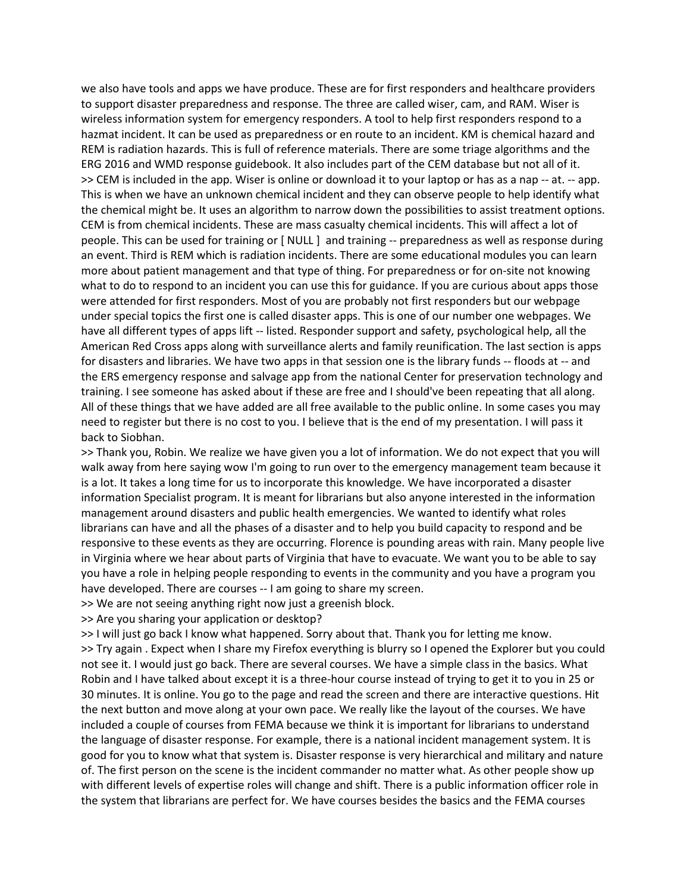we also have tools and apps we have produce. These are for first responders and healthcare providers to support disaster preparedness and response. The three are called wiser, cam, and RAM. Wiser is wireless information system for emergency responders. A tool to help first responders respond to a hazmat incident. It can be used as preparedness or en route to an incident. KM is chemical hazard and REM is radiation hazards. This is full of reference materials. There are some triage algorithms and the ERG 2016 and WMD response guidebook. It also includes part of the CEM database but not all of it.

>> CEM is included in the app. Wiser is online or download it to your laptop or has as a nap -- at. -- app. This is when we have an unknown chemical incident and they can observe people to help identify what the chemical might be. It uses an algorithm to narrow down the possibilities to assist treatment options. CEM is from chemical incidents. These are mass casualty chemical incidents. This will affect a lot of people. This can be used for training or [ NULL ] and training -- preparedness as well as response during an event. Third is REM which is radiation incidents. There are some educational modules you can learn more about patient management and that type of thing. For preparedness or for on-site not knowing what to do to respond to an incident you can use this for guidance. If you are curious about apps those were attended for first responders. Most of you are probably not first responders but our webpage under special topics the first one is called disaster apps. This is one of our number one webpages. We have all different types of apps lift -- listed. Responder support and safety, psychological help, all the American Red Cross apps along with surveillance alerts and family reunification. The last section is apps for disasters and libraries. We have two apps in that session one is the library funds -- floods at -- and the ERS emergency response and salvage app from the national Center for preservation technology and training. I see someone has asked about if these are free and I should've been repeating that all along. All of these things that we have added are all free available to the public online. In some cases you may need to register but there is no cost to you. I believe that is the end of my presentation. I will pass it back to Siobhan.

>> Thank you, Robin. We realize we have given you a lot of information. We do not expect that you will walk away from here saying wow I'm going to run over to the emergency management team because it is a lot. It takes a long time for us to incorporate this knowledge. We have incorporated a disaster information Specialist program. It is meant for librarians but also anyone interested in the information management around disasters and public health emergencies. We wanted to identify what roles librarians can have and all the phases of a disaster and to help you build capacity to respond and be responsive to these events as they are occurring. Florence is pounding areas with rain. Many people live in Virginia where we hear about parts of Virginia that have to evacuate. We want you to be able to say you have a role in helping people responding to events in the community and you have a program you have developed. There are courses -- I am going to share my screen.

>> We are not seeing anything right now just a greenish block.

>> Are you sharing your application or desktop?

>> I will just go back I know what happened. Sorry about that. Thank you for letting me know.

>> Try again . Expect when I share my Firefox everything is blurry so I opened the Explorer but you could not see it. I would just go back. There are several courses. We have a simple class in the basics. What Robin and I have talked about except it is a three-hour course instead of trying to get it to you in 25 or 30 minutes. It is online. You go to the page and read the screen and there are interactive questions. Hit the next button and move along at your own pace. We really like the layout of the courses. We have included a couple of courses from FEMA because we think it is important for librarians to understand the language of disaster response. For example, there is a national incident management system. It is good for you to know what that system is. Disaster response is very hierarchical and military and nature of. The first person on the scene is the incident commander no matter what. As other people show up with different levels of expertise roles will change and shift. There is a public information officer role in the system that librarians are perfect for. We have courses besides the basics and the FEMA courses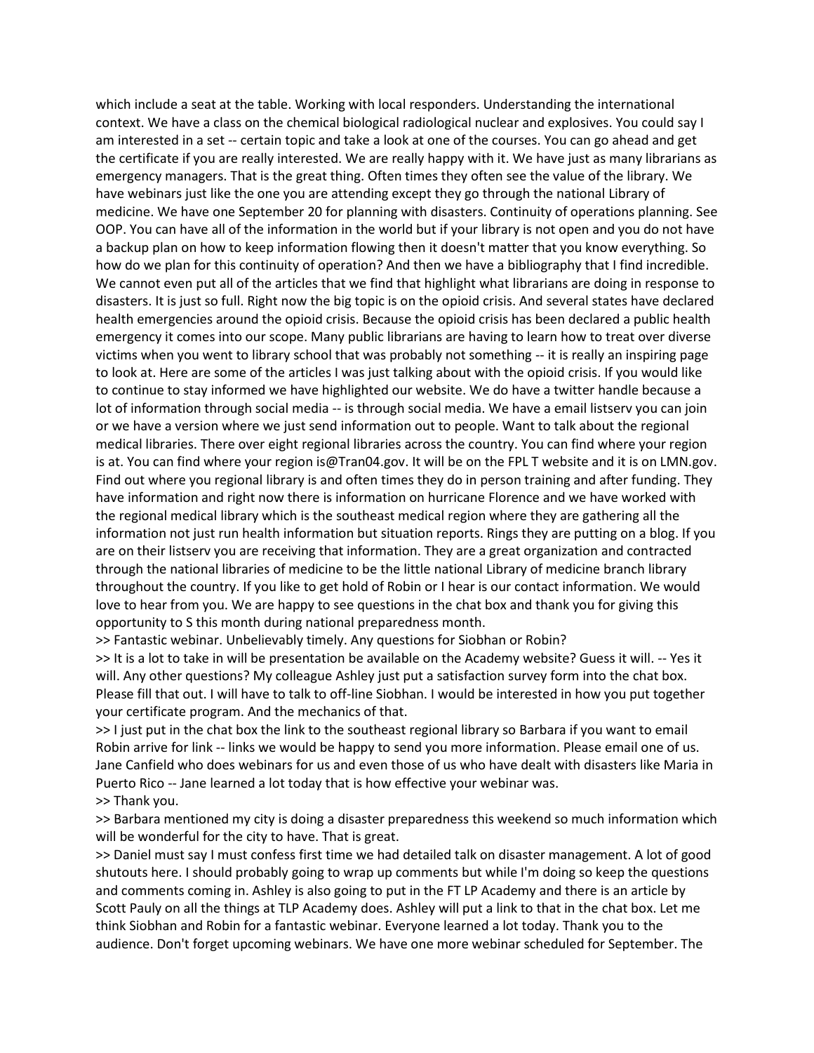which include a seat at the table. Working with local responders. Understanding the international context. We have a class on the chemical biological radiological nuclear and explosives. You could say I am interested in a set -- certain topic and take a look at one of the courses. You can go ahead and get the certificate if you are really interested. We are really happy with it. We have just as many librarians as emergency managers. That is the great thing. Often times they often see the value of the library. We have webinars just like the one you are attending except they go through the national Library of medicine. We have one September 20 for planning with disasters. Continuity of operations planning. See OOP. You can have all of the information in the world but if your library is not open and you do not have a backup plan on how to keep information flowing then it doesn't matter that you know everything. So how do we plan for this continuity of operation? And then we have a bibliography that I find incredible. We cannot even put all of the articles that we find that highlight what librarians are doing in response to disasters. It is just so full. Right now the big topic is on the opioid crisis. And several states have declared health emergencies around the opioid crisis. Because the opioid crisis has been declared a public health emergency it comes into our scope. Many public librarians are having to learn how to treat over diverse victims when you went to library school that was probably not something -- it is really an inspiring page to look at. Here are some of the articles I was just talking about with the opioid crisis. If you would like to continue to stay informed we have highlighted our website. We do have a twitter handle because a lot of information through social media -- is through social media. We have a email listserv you can join or we have a version where we just send information out to people. Want to talk about the regional medical libraries. There over eight regional libraries across the country. You can find where your region is at. You can find where your region is@Tran04.gov. It will be on the FPL T website and it is on LMN.gov. Find out where you regional library is and often times they do in person training and after funding. They have information and right now there is information on hurricane Florence and we have worked with the regional medical library which is the southeast medical region where they are gathering all the information not just run health information but situation reports. Rings they are putting on a blog. If you are on their listserv you are receiving that information. They are a great organization and contracted through the national libraries of medicine to be the little national Library of medicine branch library throughout the country. If you like to get hold of Robin or I hear is our contact information. We would love to hear from you. We are happy to see questions in the chat box and thank you for giving this opportunity to S this month during national preparedness month.

>> Fantastic webinar. Unbelievably timely. Any questions for Siobhan or Robin?

>> It is a lot to take in will be presentation be available on the Academy website? Guess it will. -- Yes it will. Any other questions? My colleague Ashley just put a satisfaction survey form into the chat box. Please fill that out. I will have to talk to off-line Siobhan. I would be interested in how you put together your certificate program. And the mechanics of that.

>> I just put in the chat box the link to the southeast regional library so Barbara if you want to email Robin arrive for link -- links we would be happy to send you more information. Please email one of us. Jane Canfield who does webinars for us and even those of us who have dealt with disasters like Maria in Puerto Rico -- Jane learned a lot today that is how effective your webinar was.

>> Thank you.

>> Barbara mentioned my city is doing a disaster preparedness this weekend so much information which will be wonderful for the city to have. That is great.

>> Daniel must say I must confess first time we had detailed talk on disaster management. A lot of good shutouts here. I should probably going to wrap up comments but while I'm doing so keep the questions and comments coming in. Ashley is also going to put in the FT LP Academy and there is an article by Scott Pauly on all the things at TLP Academy does. Ashley will put a link to that in the chat box. Let me think Siobhan and Robin for a fantastic webinar. Everyone learned a lot today. Thank you to the audience. Don't forget upcoming webinars. We have one more webinar scheduled for September. The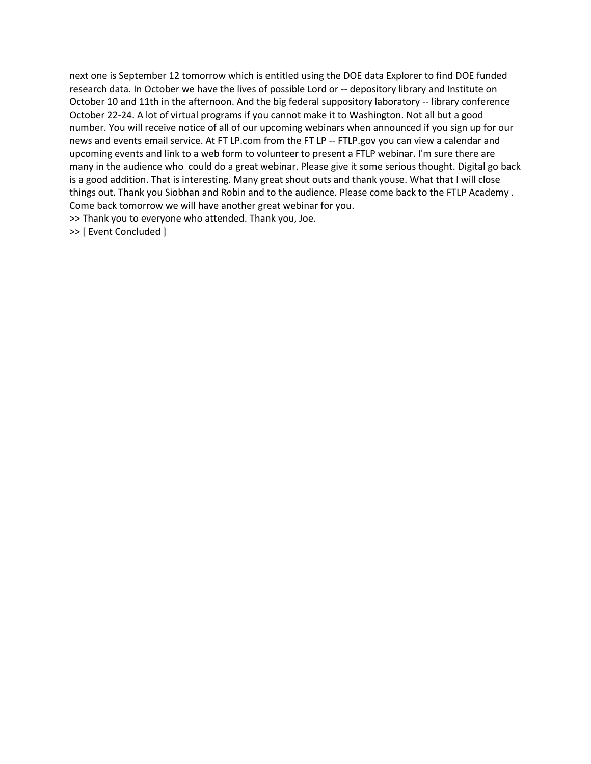next one is September 12 tomorrow which is entitled using the DOE data Explorer to find DOE funded research data. In October we have the lives of possible Lord or -- depository library and Institute on October 10 and 11th in the afternoon. And the big federal suppository laboratory -- library conference October 22-24. A lot of virtual programs if you cannot make it to Washington. Not all but a good number. You will receive notice of all of our upcoming webinars when announced if you sign up for our news and events email service. At FT LP.com from the FT LP -- FTLP.gov you can view a calendar and upcoming events and link to a web form to volunteer to present a FTLP webinar. I'm sure there are many in the audience who  could do a great webinar. Please give it some serious thought. Digital go back is a good addition. That is interesting. Many great shout outs and thank youse. What that I will close things out. Thank you Siobhan and Robin and to the audience. Please come back to the FTLP Academy . Come back tomorrow we will have another great webinar for you.

>> Thank you to everyone who attended. Thank you, Joe.

>> [ Event Concluded ]